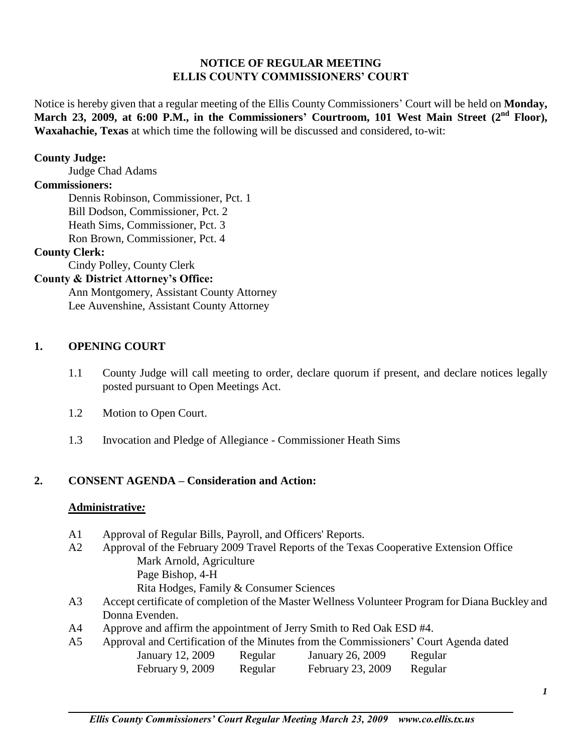# NOTICE OF REGULAR MEETING
# ELLIS COUNTY COMMISSIONERS' COURT

Notice is hereby given that a regular meeting of the Ellis County Commissioners' Court will be held on **Monday, March 23, 2009, at 6:00 P.M., in the Commissioners' Courtroom, 101 West Main Street (2nd Floor), Waxahachie, Texas** at which time the following will be discussed and considered, to-wit:

**County Judge:**
Judge Chad Adams

**Commissioners:**
Dennis Robinson, Commissioner, Pct. 1
Bill Dodson, Commissioner, Pct. 2
Heath Sims, Commissioner, Pct. 3
Ron Brown, Commissioner, Pct. 4

**County Clerk:**
Cindy Polley, County Clerk

**County & District Attorney's Office:**
Ann Montgomery, Assistant County Attorney
Lee Auvenshine, Assistant County Attorney

## 1. OPENING COURT

1.1 County Judge will call meeting to order, declare quorum if present, and declare notices legally posted pursuant to Open Meetings Act.

1.2 Motion to Open Court.

1.3 Invocation and Pledge of Allegiance - Commissioner Heath Sims

## 2. CONSENT AGENDA – Consideration and Action:

### Administrative*:*

A1 Approval of Regular Bills, Payroll, and Officers' Reports.

A2 Approval of the February 2009 Travel Reports of the Texas Cooperative Extension Office
Mark Arnold, Agriculture
Page Bishop, 4-H
Rita Hodges, Family & Consumer Sciences

A3 Accept certificate of completion of the Master Wellness Volunteer Program for Diana Buckley and Donna Evenden.

A4 Approve and affirm the appointment of Jerry Smith to Red Oak ESD #4.

A5 Approval and Certification of the Minutes from the Commissioners' Court Agenda dated

| | | | |
|---|---|---|---|
| January 12, 2009 | Regular | January 26, 2009 | Regular |
| February 9, 2009 | Regular | February 23, 2009 | Regular |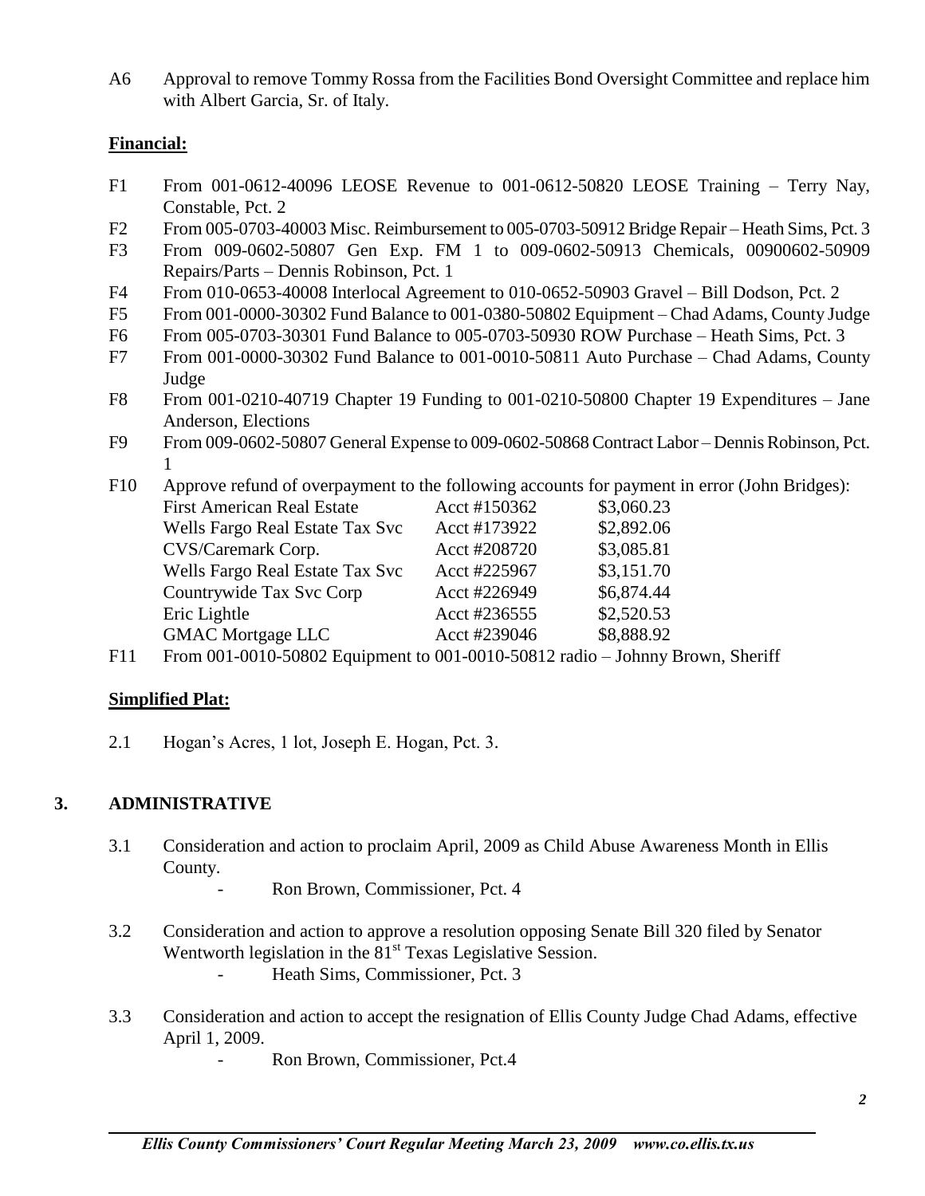A6 Approval to remove Tommy Rossa from the Facilities Bond Oversight Committee and replace him with Albert Garcia, Sr. of Italy.

**Financial:**

F1 From 001-0612-40096 LEOSE Revenue to 001-0612-50820 LEOSE Training – Terry Nay, Constable, Pct. 2

F2 From 005-0703-40003 Misc. Reimbursement to 005-0703-50912 Bridge Repair – Heath Sims, Pct. 3

F3 From 009-0602-50807 Gen Exp. FM 1 to 009-0602-50913 Chemicals, 00900602-50909 Repairs/Parts – Dennis Robinson, Pct. 1

F4 From 010-0653-40008 Interlocal Agreement to 010-0652-50903 Gravel – Bill Dodson, Pct. 2

F5 From 001-0000-30302 Fund Balance to 001-0380-50802 Equipment – Chad Adams, County Judge

F6 From 005-0703-30301 Fund Balance to 005-0703-50930 ROW Purchase – Heath Sims, Pct. 3

F7 From 001-0000-30302 Fund Balance to 001-0010-50811 Auto Purchase – Chad Adams, County Judge

F8 From 001-0210-40719 Chapter 19 Funding to 001-0210-50800 Chapter 19 Expenditures – Jane Anderson, Elections

F9 From 009-0602-50807 General Expense to 009-0602-50868 Contract Labor – Dennis Robinson, Pct. 1

F10 Approve refund of overpayment to the following accounts for payment in error (John Bridges):

| | | |
|---|---|---|
| First American Real Estate | Acct #150362 | \$3,060.23 |
| Wells Fargo Real Estate Tax Svc | Acct #173922 | \$2,892.06 |
| CVS/Caremark Corp. | Acct #208720 | \$3,085.81 |
| Wells Fargo Real Estate Tax Svc | Acct #225967 | \$3,151.70 |
| Countrywide Tax Svc Corp | Acct #226949 | \$6,874.44 |
| Eric Lightle | Acct #236555 | \$2,520.53 |
| GMAC Mortgage LLC | Acct #239046 | \$8,888.92 |

F11 From 001-0010-50802 Equipment to 001-0010-50812 radio – Johnny Brown, Sheriff

**Simplified Plat:**

2.1 Hogan's Acres, 1 lot, Joseph E. Hogan, Pct. 3.

## 3. ADMINISTRATIVE

3.1 Consideration and action to proclaim April, 2009 as Child Abuse Awareness Month in Ellis County.

- Ron Brown, Commissioner, Pct. 4

3.2 Consideration and action to approve a resolution opposing Senate Bill 320 filed by Senator Wentworth legislation in the 81st Texas Legislative Session.

- Heath Sims, Commissioner, Pct. 3

3.3 Consideration and action to accept the resignation of Ellis County Judge Chad Adams, effective April 1, 2009.

- Ron Brown, Commissioner, Pct.4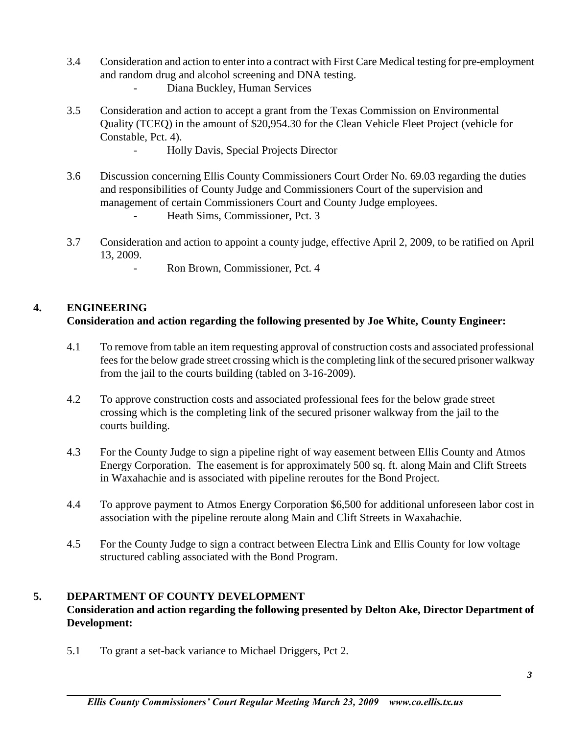3.4 Consideration and action to enter into a contract with First Care Medical testing for pre-employment and random drug and alcohol screening and DNA testing.
- Diana Buckley, Human Services

3.5 Consideration and action to accept a grant from the Texas Commission on Environmental Quality (TCEQ) in the amount of $20,954.30 for the Clean Vehicle Fleet Project (vehicle for Constable, Pct. 4).
- Holly Davis, Special Projects Director

3.6 Discussion concerning Ellis County Commissioners Court Order No. 69.03 regarding the duties and responsibilities of County Judge and Commissioners Court of the supervision and management of certain Commissioners Court and County Judge employees.
- Heath Sims, Commissioner, Pct. 3

3.7 Consideration and action to appoint a county judge, effective April 2, 2009, to be ratified on April 13, 2009.
- Ron Brown, Commissioner, Pct. 4

## 4. ENGINEERING

**Consideration and action regarding the following presented by Joe White, County Engineer:**

4.1 To remove from table an item requesting approval of construction costs and associated professional fees for the below grade street crossing which is the completing link of the secured prisoner walkway from the jail to the courts building (tabled on 3-16-2009).

4.2 To approve construction costs and associated professional fees for the below grade street crossing which is the completing link of the secured prisoner walkway from the jail to the courts building.

4.3 For the County Judge to sign a pipeline right of way easement between Ellis County and Atmos Energy Corporation. The easement is for approximately 500 sq. ft. along Main and Clift Streets in Waxahachie and is associated with pipeline reroutes for the Bond Project.

4.4 To approve payment to Atmos Energy Corporation $6,500 for additional unforeseen labor cost in association with the pipeline reroute along Main and Clift Streets in Waxahachie.

4.5 For the County Judge to sign a contract between Electra Link and Ellis County for low voltage structured cabling associated with the Bond Program.

## 5. DEPARTMENT OF COUNTY DEVELOPMENT

**Consideration and action regarding the following presented by Delton Ake, Director Department of Development:**

5.1 To grant a set-back variance to Michael Driggers, Pct 2.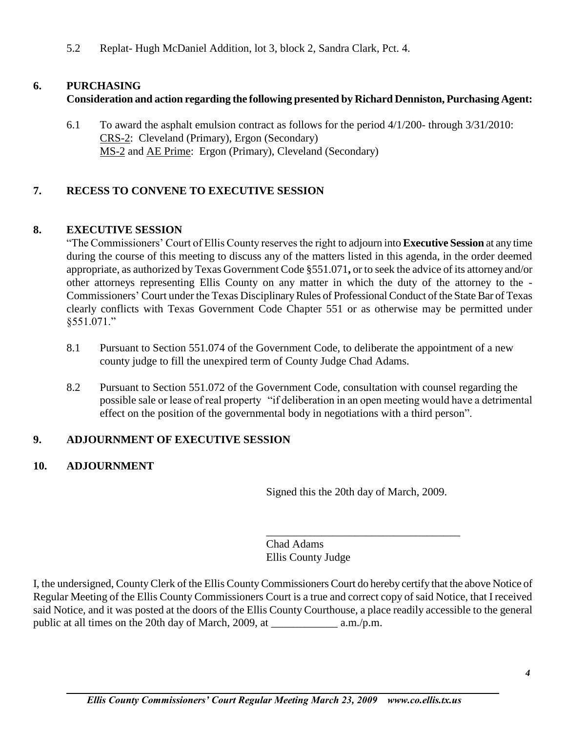5.2 Replat- Hugh McDaniel Addition, lot 3, block 2, Sandra Clark, Pct. 4.

## 6. PURCHASING

**Consideration and action regarding the following presented by Richard Denniston, Purchasing Agent:**

6.1 To award the asphalt emulsion contract as follows for the period 4/1/200- through 3/31/2010:
CRS-2: Cleveland (Primary), Ergon (Secondary)
MS-2 and AE Prime: Ergon (Primary), Cleveland (Secondary)

## 7. RECESS TO CONVENE TO EXECUTIVE SESSION

## 8. EXECUTIVE SESSION

"The Commissioners' Court of Ellis County reserves the right to adjourn into **Executive Session** at any time during the course of this meeting to discuss any of the matters listed in this agenda, in the order deemed appropriate, as authorized by Texas Government Code §551.071**,** or to seek the advice of its attorney and/or other attorneys representing Ellis County on any matter in which the duty of the attorney to the - Commissioners' Court under the Texas Disciplinary Rules of Professional Conduct of the State Bar of Texas clearly conflicts with Texas Government Code Chapter 551 or as otherwise may be permitted under §551.071."

8.1 Pursuant to Section 551.074 of the Government Code, to deliberate the appointment of a new county judge to fill the unexpired term of County Judge Chad Adams.

8.2 Pursuant to Section 551.072 of the Government Code, consultation with counsel regarding the possible sale or lease of real property "if deliberation in an open meeting would have a detrimental effect on the position of the governmental body in negotiations with a third person".

## 9. ADJOURNMENT OF EXECUTIVE SESSION

## 10. ADJOURNMENT

Signed this the 20th day of March, 2009.

\_\_\_\_\_\_\_\_\_\_\_\_\_\_\_\_\_\_\_\_\_\_\_\_\_\_\_\_\_\_\_\_\_\_\_\_

Chad Adams
Ellis County Judge

I, the undersigned, County Clerk of the Ellis County Commissioners Court do hereby certify that the above Notice of Regular Meeting of the Ellis County Commissioners Court is a true and correct copy of said Notice, that I received said Notice, and it was posted at the doors of the Ellis County Courthouse, a place readily accessible to the general public at all times on the 20th day of March, 2009, at \_\_\_\_\_\_\_\_\_\_\_\_ a.m./p.m.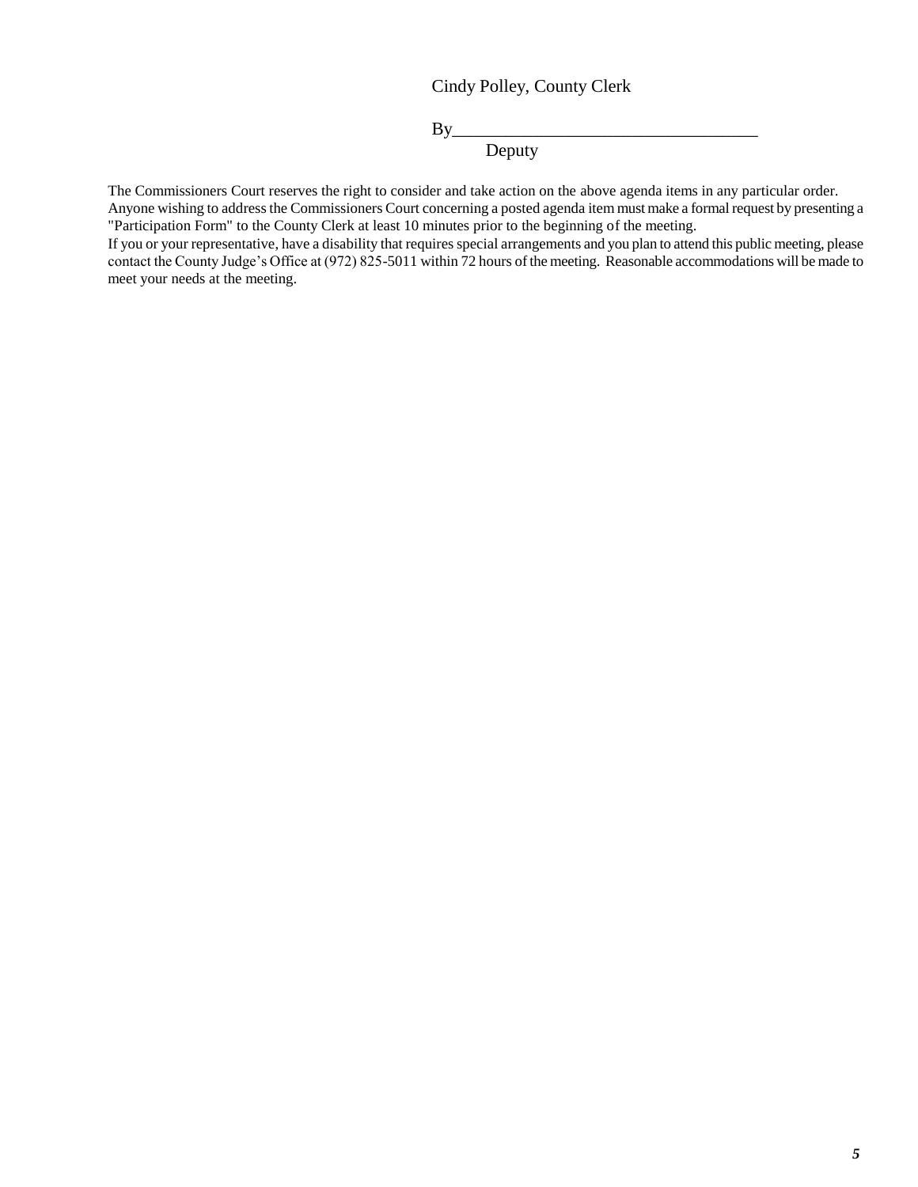Cindy Polley, County Clerk

By\_\_\_\_\_\_\_\_\_\_\_\_\_\_\_\_\_\_\_\_\_\_\_\_\_\_\_\_\_\_\_\_\_\_

Deputy

The Commissioners Court reserves the right to consider and take action on the above agenda items in any particular order.
Anyone wishing to address the Commissioners Court concerning a posted agenda item must make a formal request by presenting a "Participation Form" to the County Clerk at least 10 minutes prior to the beginning of the meeting.
If you or your representative, have a disability that requires special arrangements and you plan to attend this public meeting, please contact the County Judge's Office at (972) 825-5011 within 72 hours of the meeting. Reasonable accommodations will be made to meet your needs at the meeting.